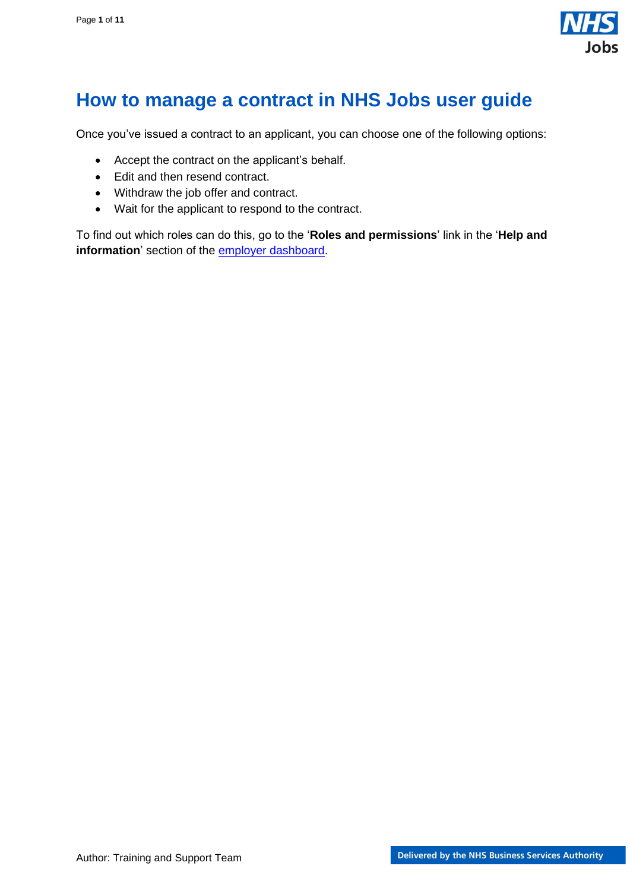# How to manage a contract in NHS Jobs user guide

Once you've issued a contract to an applicant, you can choose one of the following options:

- Accept the contract on the applicant's behalf.
- Edit and then resend contract.
- Withdraw the job offer and contract.
- Wait for the applicant to respond to the contract.

To find out which roles can do this, go to the '**Roles and permissions**' link in the '**Help and information**' section of the employer dashboard.

Author: Training and Support Team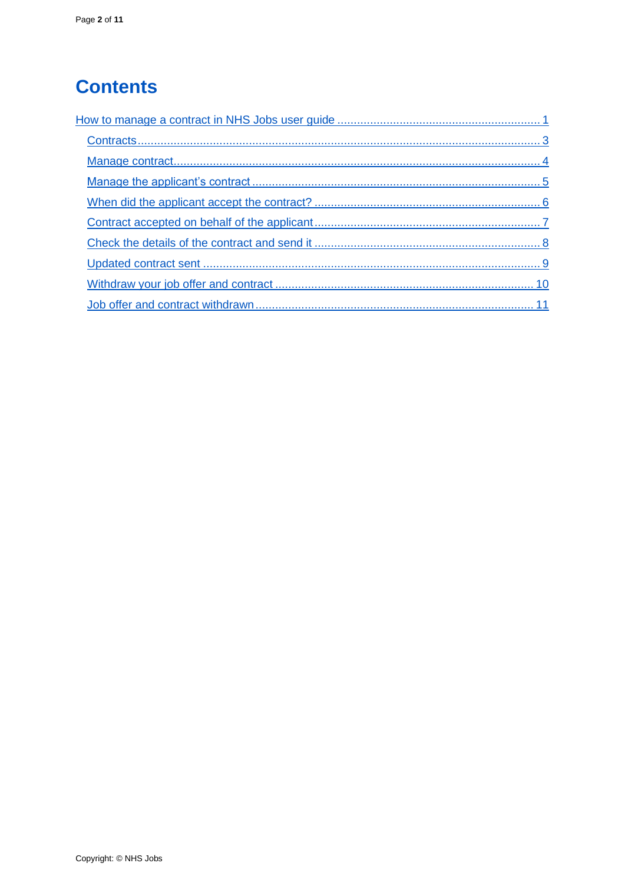# Contents

How to manage a contract in NHS Jobs user guide ............................................................ 1

- Contracts ......................................................................................................................... 3
- Manage contract ............................................................................................................... 4
- Manage the applicant's contract ...................................................................................... 5
- When did the applicant accept the contract? .................................................................... 6
- Contract accepted on behalf of the applicant .................................................................... 7
- Check the details of the contract and send it .................................................................... 8
- Updated contract sent ..................................................................................................... 9
- Withdraw your job offer and contract .............................................................................. 10
- Job offer and contract withdrawn .................................................................................... 11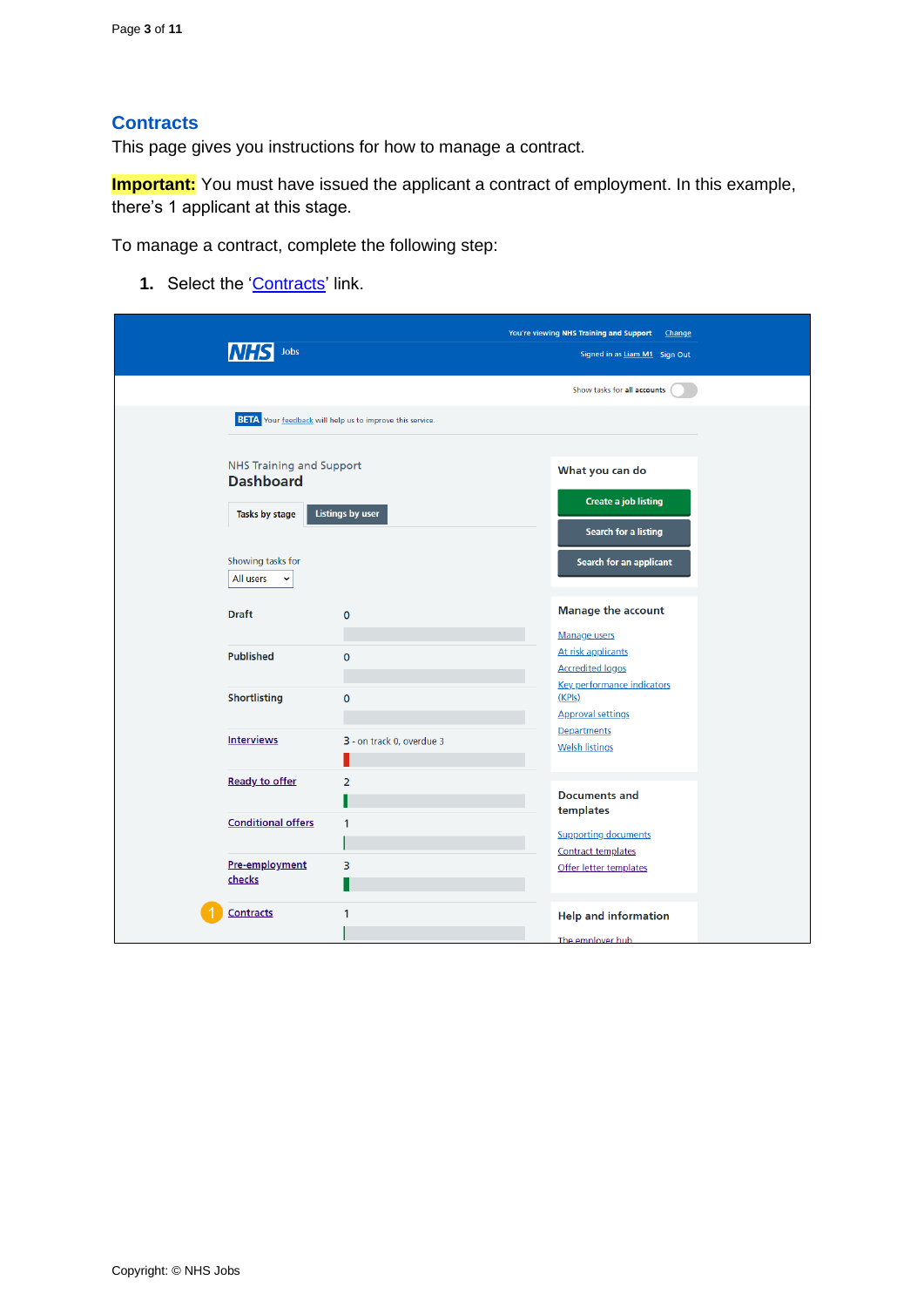## Contracts

This page gives you instructions for how to manage a contract.

**Important:** You must have issued the applicant a contract of employment. In this example, there's 1 applicant at this stage.

To manage a contract, complete the following step:

1. Select the 'Contracts' link.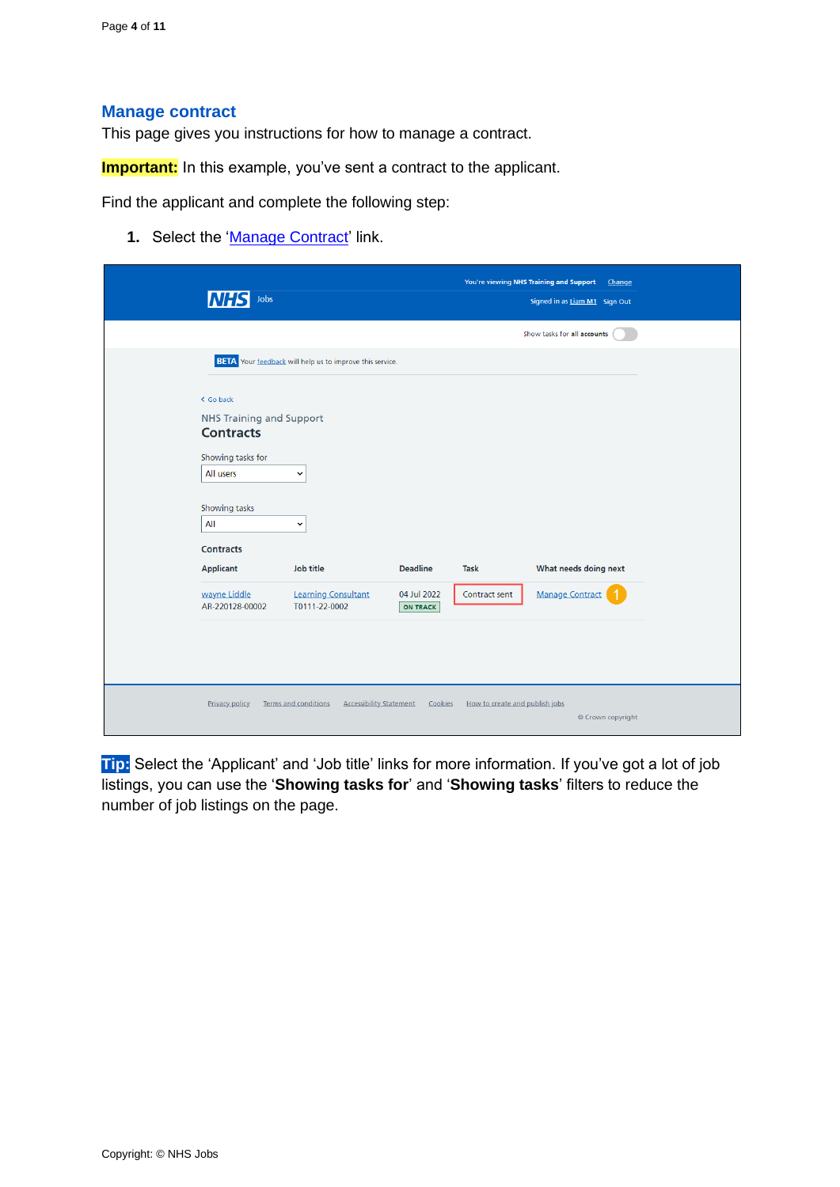## Manage contract

This page gives you instructions for how to manage a contract.

**Important:** In this example, you've sent a contract to the applicant.

Find the applicant and complete the following step:

1. Select the 'Manage Contract' link.

**Tip:** Select the 'Applicant' and 'Job title' links for more information. If you've got a lot of job listings, you can use the '**Showing tasks for**' and '**Showing tasks**' filters to reduce the number of job listings on the page.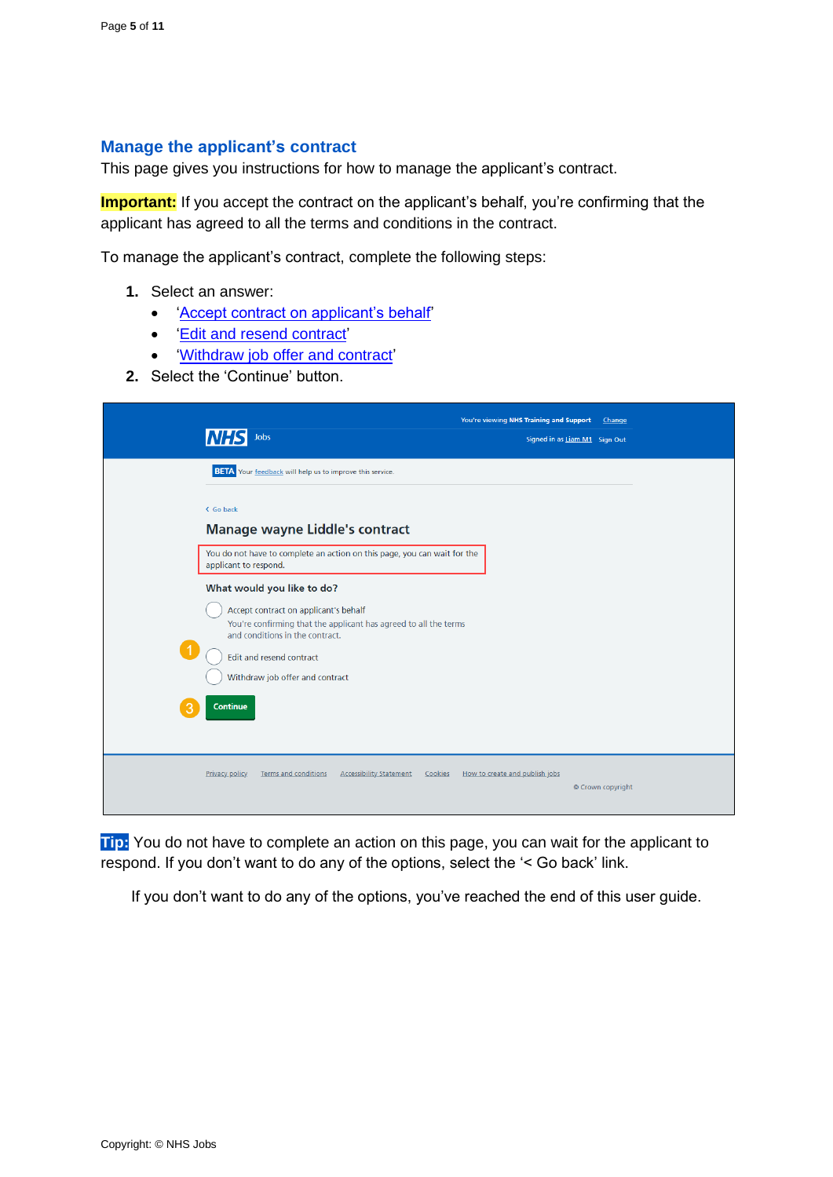## Manage the applicant's contract

This page gives you instructions for how to manage the applicant's contract.

**Important:** If you accept the contract on the applicant's behalf, you're confirming that the applicant has agreed to all the terms and conditions in the contract.

To manage the applicant's contract, complete the following steps:

1. Select an answer:
   - 'Accept contract on applicant's behalf'
   - 'Edit and resend contract'
   - 'Withdraw job offer and contract'
2. Select the 'Continue' button.

**Tip:** You do not have to complete an action on this page, you can wait for the applicant to respond. If you don't want to do any of the options, select the '< Go back' link.

If you don't want to do any of the options, you've reached the end of this user guide.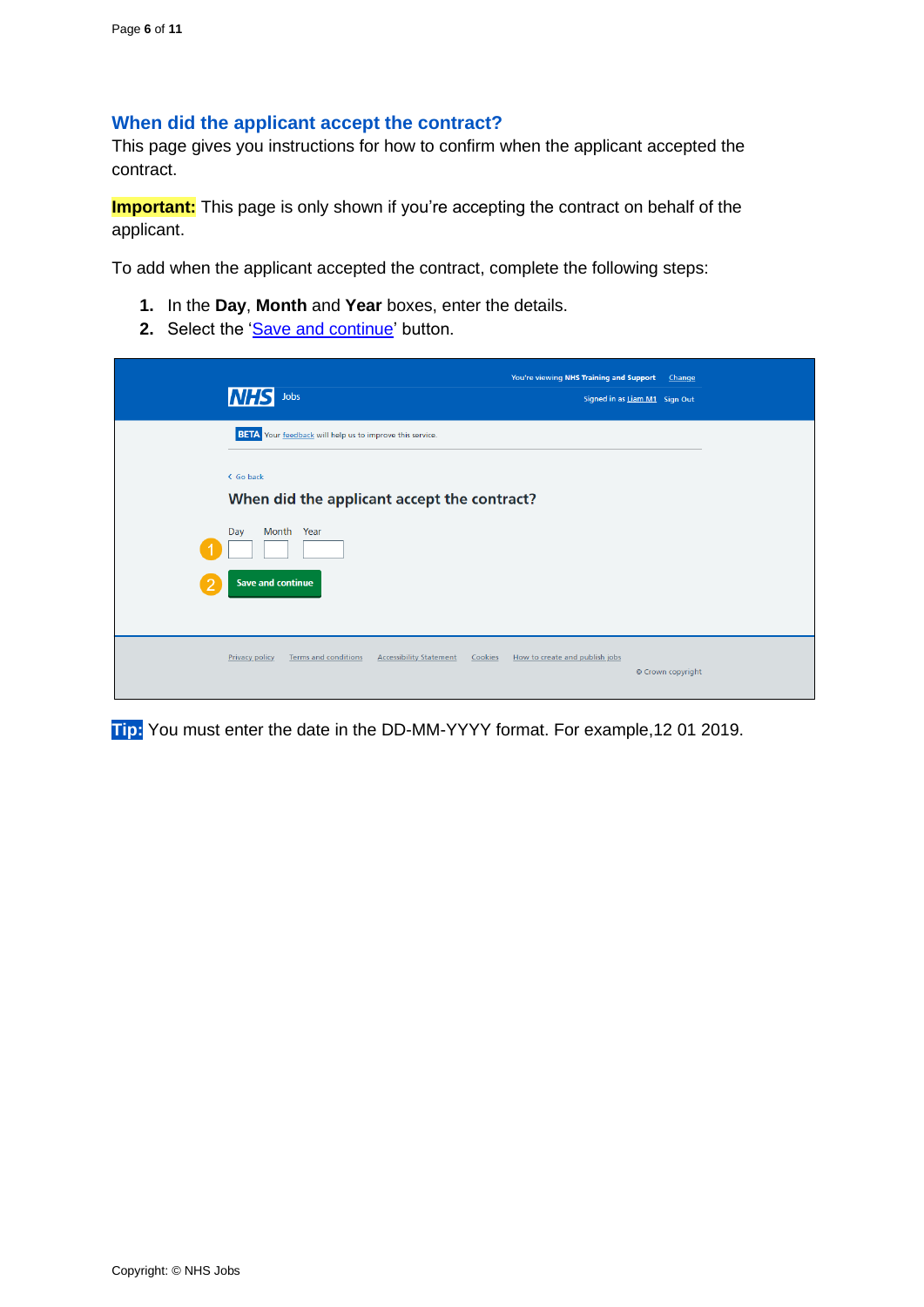## When did the applicant accept the contract?

This page gives you instructions for how to confirm when the applicant accepted the contract.

**Important:** This page is only shown if you're accepting the contract on behalf of the applicant.

To add when the applicant accepted the contract, complete the following steps:

1. In the **Day**, **Month** and **Year** boxes, enter the details.
2. Select the 'Save and continue' button.

**Tip:** You must enter the date in the DD-MM-YYYY format. For example,12 01 2019.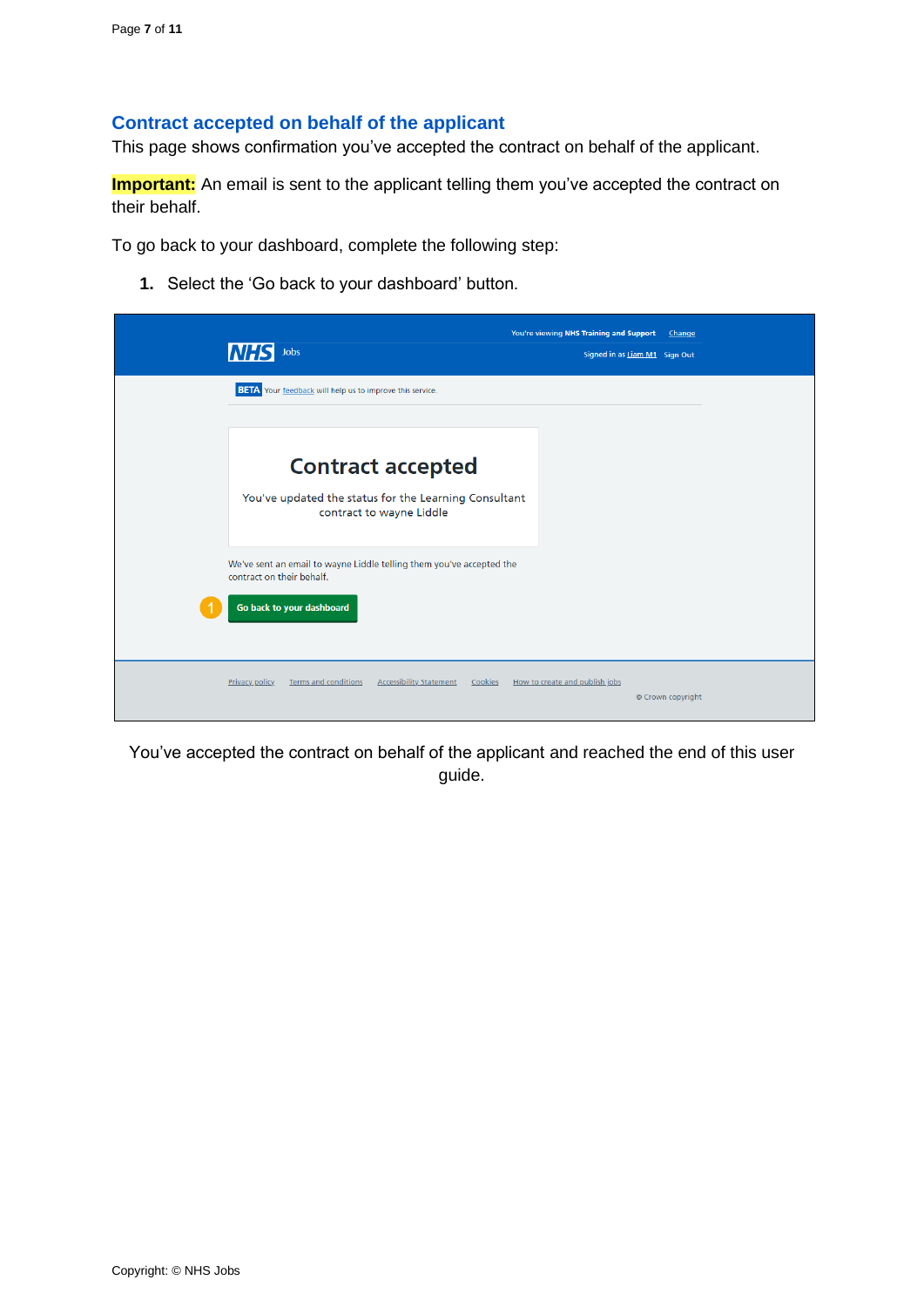## Contract accepted on behalf of the applicant

This page shows confirmation you've accepted the contract on behalf of the applicant.

**Important:** An email is sent to the applicant telling them you've accepted the contract on their behalf.

To go back to your dashboard, complete the following step:

1. Select the 'Go back to your dashboard' button.

You've accepted the contract on behalf of the applicant and reached the end of this user guide.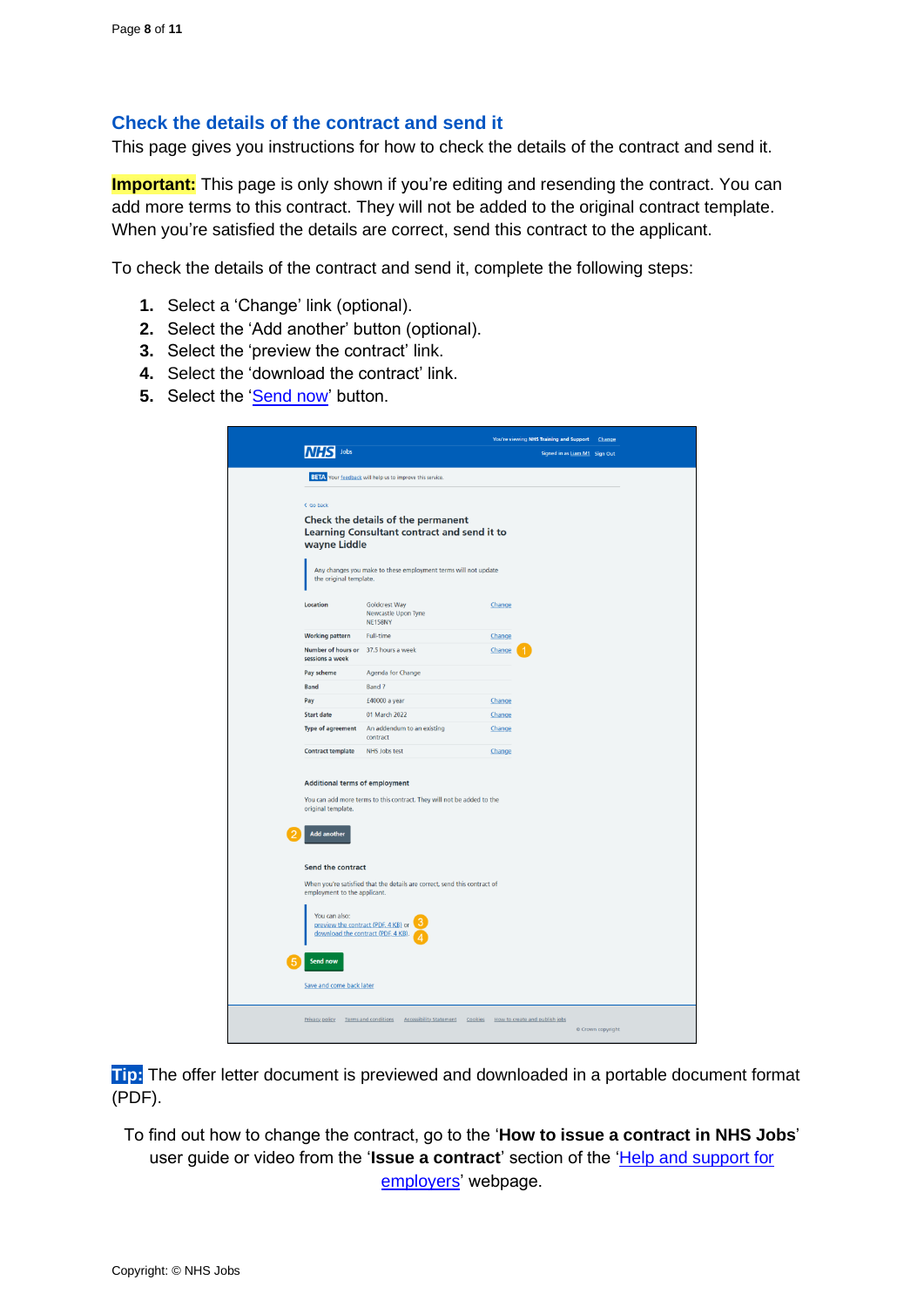## Check the details of the contract and send it

This page gives you instructions for how to check the details of the contract and send it.

**Important:** This page is only shown if you're editing and resending the contract. You can add more terms to this contract. They will not be added to the original contract template. When you're satisfied the details are correct, send this contract to the applicant.

To check the details of the contract and send it, complete the following steps:

1. Select a 'Change' link (optional).
2. Select the 'Add another' button (optional).
3. Select the 'preview the contract' link.
4. Select the 'download the contract' link.
5. Select the 'Send now' button.

**Tip:** The offer letter document is previewed and downloaded in a portable document format (PDF).

To find out how to change the contract, go to the '**How to issue a contract in NHS Jobs**' user guide or video from the '**Issue a contract**' section of the 'Help and support for employers' webpage.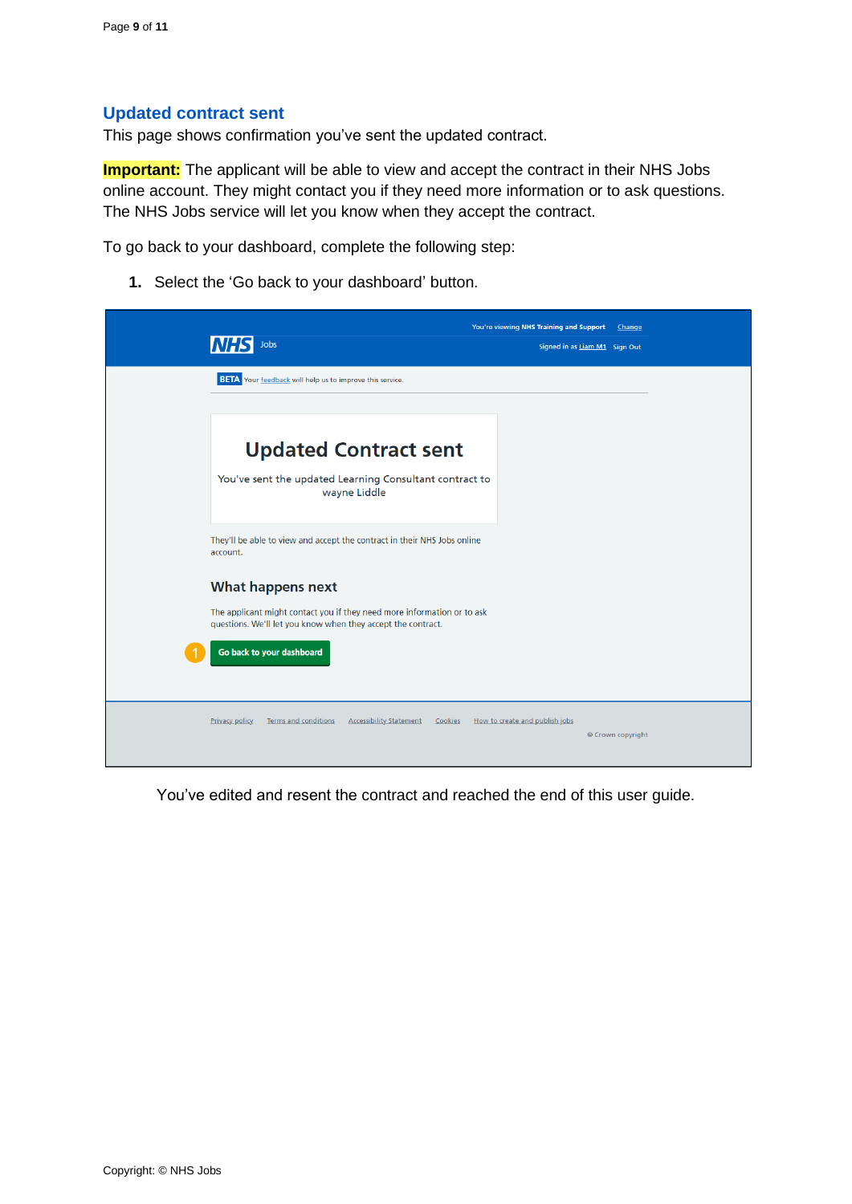## Updated contract sent

This page shows confirmation you've sent the updated contract.

**Important:** The applicant will be able to view and accept the contract in their NHS Jobs online account. They might contact you if they need more information or to ask questions. The NHS Jobs service will let you know when they accept the contract.

To go back to your dashboard, complete the following step:

1. Select the 'Go back to your dashboard' button.

You're viewing NHS Training and Support Change

NHS Jobs

Signed in as Liam M1 Sign Out

BETA Your feedback will help us to improve this service.

# Updated Contract sent

You've sent the updated Learning Consultant contract to wayne Liddle

They'll be able to view and accept the contract in their NHS Jobs online account.

### What happens next

The applicant might contact you if they need more information or to ask questions. We'll let you know when they accept the contract.

1 Go back to your dashboard

Privacy policy Terms and conditions Accessibility Statement Cookies How to create and publish jobs

© Crown copyright

You've edited and resent the contract and reached the end of this user guide.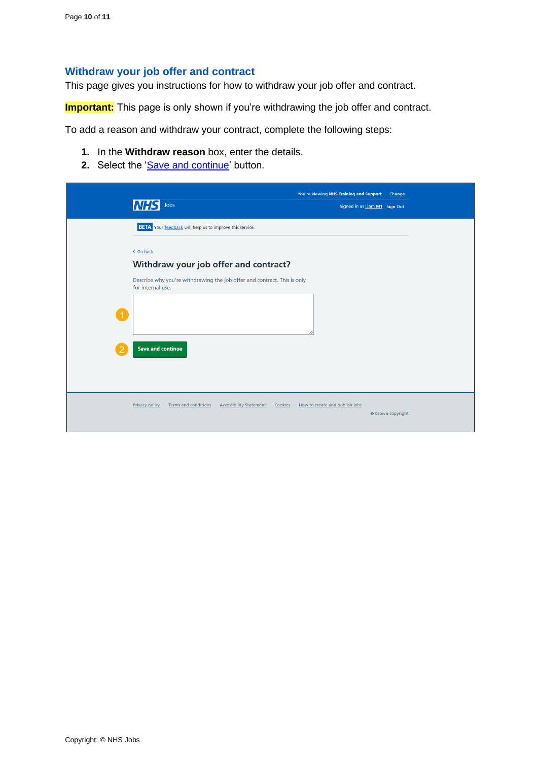## Withdraw your job offer and contract

This page gives you instructions for how to withdraw your job offer and contract.

**Important:** This page is only shown if you're withdrawing the job offer and contract.

To add a reason and withdraw your contract, complete the following steps:

1. In the **Withdraw reason** box, enter the details.
2. Select the 'Save and continue' button.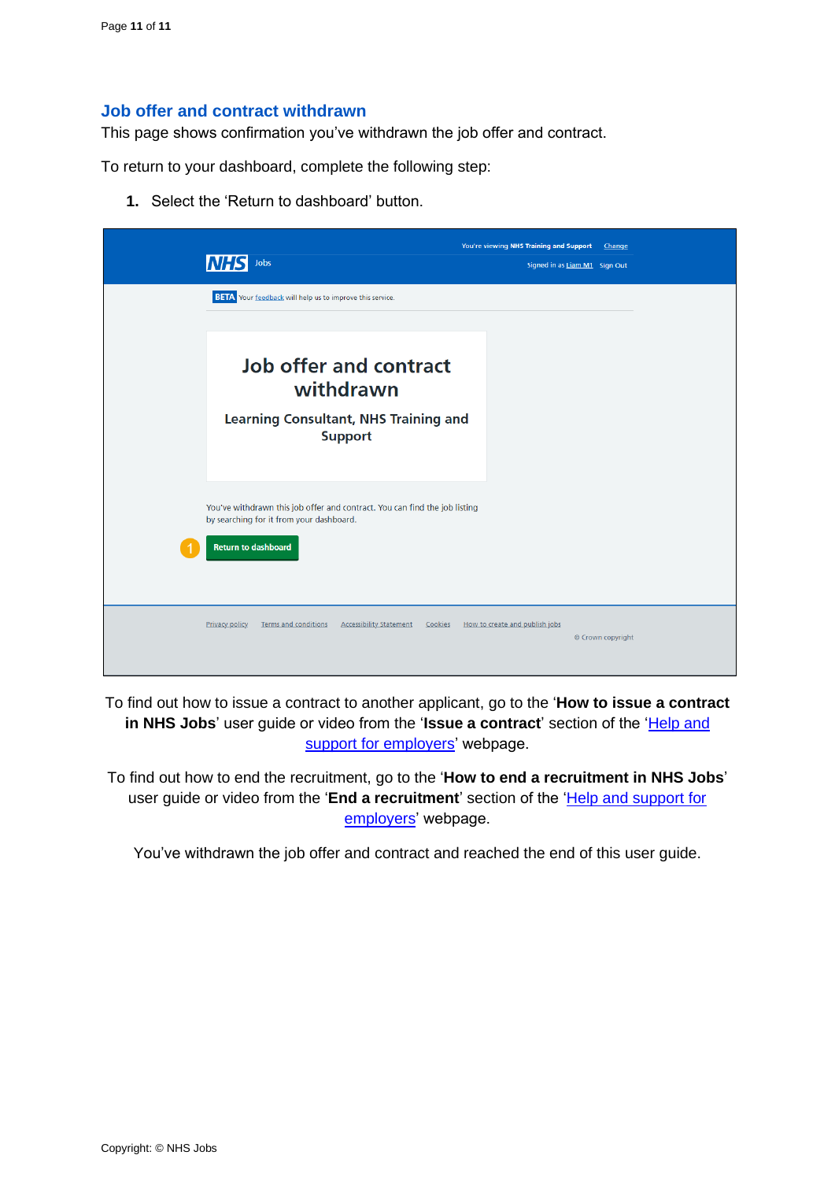## Job offer and contract withdrawn

This page shows confirmation you've withdrawn the job offer and contract.

To return to your dashboard, complete the following step:

1. Select the 'Return to dashboard' button.

To find out how to issue a contract to another applicant, go to the '**How to issue a contract in NHS Jobs**' user guide or video from the '**Issue a contract**' section of the 'Help and support for employers' webpage.

To find out how to end the recruitment, go to the '**How to end a recruitment in NHS Jobs**' user guide or video from the '**End a recruitment**' section of the 'Help and support for employers' webpage.

You've withdrawn the job offer and contract and reached the end of this user guide.